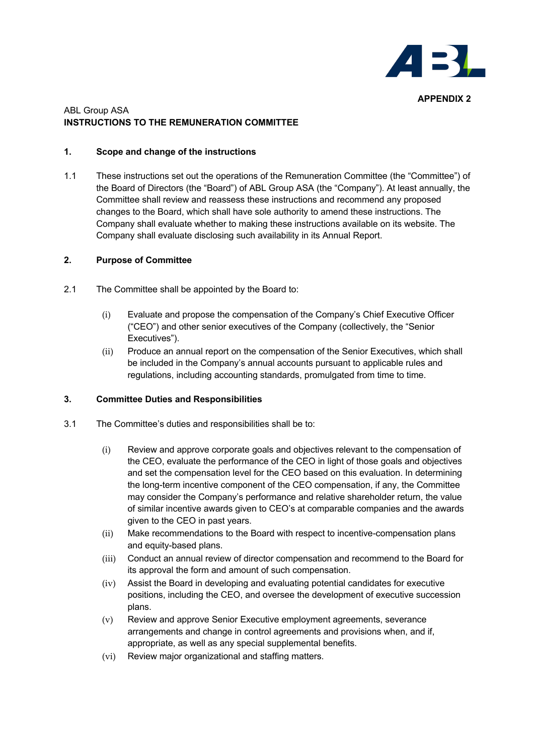**APPENDIX 2**

ABL Group ASA
**INSTRUCTIONS TO THE REMUNERATION COMMITTEE**

## 1. Scope and change of the instructions

1.1 These instructions set out the operations of the Remuneration Committee (the "Committee") of the Board of Directors (the "Board") of ABL Group ASA (the "Company"). At least annually, the Committee shall review and reassess these instructions and recommend any proposed changes to the Board, which shall have sole authority to amend these instructions. The Company shall evaluate whether to making these instructions available on its website. The Company shall evaluate disclosing such availability in its Annual Report.

## 2. Purpose of Committee

2.1 The Committee shall be appointed by the Board to:

(i) Evaluate and propose the compensation of the Company's Chief Executive Officer ("CEO") and other senior executives of the Company (collectively, the "Senior Executives").

(ii) Produce an annual report on the compensation of the Senior Executives, which shall be included in the Company's annual accounts pursuant to applicable rules and regulations, including accounting standards, promulgated from time to time.

## 3. Committee Duties and Responsibilities

3.1 The Committee's duties and responsibilities shall be to:

(i) Review and approve corporate goals and objectives relevant to the compensation of the CEO, evaluate the performance of the CEO in light of those goals and objectives and set the compensation level for the CEO based on this evaluation. In determining the long-term incentive component of the CEO compensation, if any, the Committee may consider the Company's performance and relative shareholder return, the value of similar incentive awards given to CEO's at comparable companies and the awards given to the CEO in past years.

(ii) Make recommendations to the Board with respect to incentive-compensation plans and equity-based plans.

(iii) Conduct an annual review of director compensation and recommend to the Board for its approval the form and amount of such compensation.

(iv) Assist the Board in developing and evaluating potential candidates for executive positions, including the CEO, and oversee the development of executive succession plans.

(v) Review and approve Senior Executive employment agreements, severance arrangements and change in control agreements and provisions when, and if, appropriate, as well as any special supplemental benefits.

(vi) Review major organizational and staffing matters.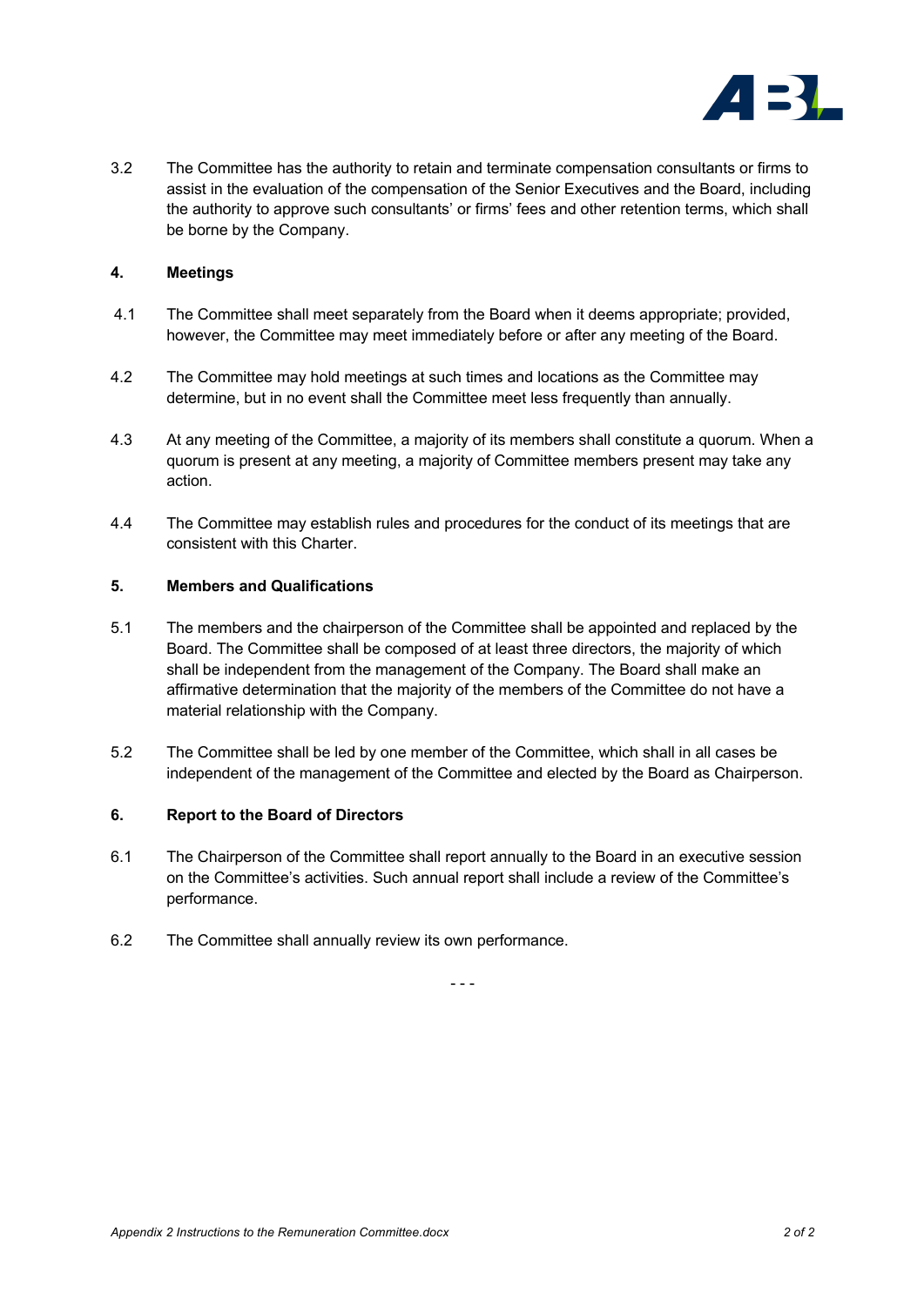3.2 The Committee has the authority to retain and terminate compensation consultants or firms to assist in the evaluation of the compensation of the Senior Executives and the Board, including the authority to approve such consultants' or firms' fees and other retention terms, which shall be borne by the Company.

## 4. Meetings

4.1 The Committee shall meet separately from the Board when it deems appropriate; provided, however, the Committee may meet immediately before or after any meeting of the Board.

4.2 The Committee may hold meetings at such times and locations as the Committee may determine, but in no event shall the Committee meet less frequently than annually.

4.3 At any meeting of the Committee, a majority of its members shall constitute a quorum. When a quorum is present at any meeting, a majority of Committee members present may take any action.

4.4 The Committee may establish rules and procedures for the conduct of its meetings that are consistent with this Charter.

## 5. Members and Qualifications

5.1 The members and the chairperson of the Committee shall be appointed and replaced by the Board. The Committee shall be composed of at least three directors, the majority of which shall be independent from the management of the Company. The Board shall make an affirmative determination that the majority of the members of the Committee do not have a material relationship with the Company.

5.2 The Committee shall be led by one member of the Committee, which shall in all cases be independent of the management of the Committee and elected by the Board as Chairperson.

## 6. Report to the Board of Directors

6.1 The Chairperson of the Committee shall report annually to the Board in an executive session on the Committee's activities. Such annual report shall include a review of the Committee's performance.

6.2 The Committee shall annually review its own performance.

\- - -